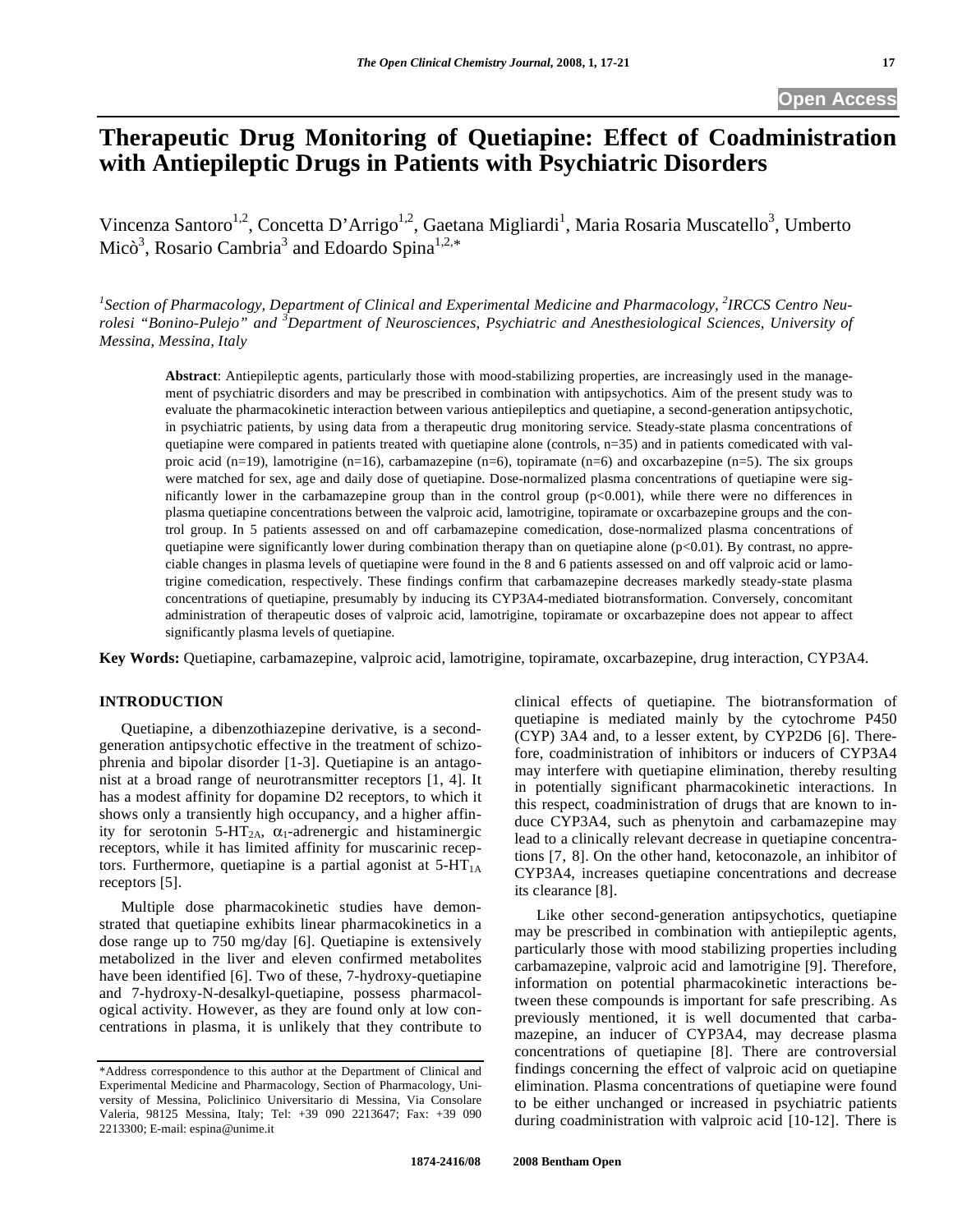# Therapeutic Drug Monitoring of Quetiapine: Effect of Coadministration with Antiepileptic Drugs in Patients with Psychiatric Disorders

Vincenza Santoro[1,2], Concetta D'Arrigo[1,2], Gaetana Migliardi[1], Maria Rosaria Muscatello[3], Umberto Micò[3], Rosario Cambria[3] and Edoardo Spina[1,2,*]

*[1]Section of Pharmacology, Department of Clinical and Experimental Medicine and Pharmacology, [2]IRCCS Centro Neurolesi "Bonino-Pulejo" and [3]Department of Neurosciences, Psychiatric and Anesthesiological Sciences, University of Messina, Messina, Italy*

**Abstract**: Antiepileptic agents, particularly those with mood-stabilizing properties, are increasingly used in the management of psychiatric disorders and may be prescribed in combination with antipsychotics. Aim of the present study was to evaluate the pharmacokinetic interaction between various antiepileptics and quetiapine, a second-generation antipsychotic, in psychiatric patients, by using data from a therapeutic drug monitoring service. Steady-state plasma concentrations of quetiapine were compared in patients treated with quetiapine alone (controls, n=35) and in patients comedicated with valproic acid (n=19), lamotrigine (n=16), carbamazepine (n=6), topiramate (n=6) and oxcarbazepine (n=5). The six groups were matched for sex, age and daily dose of quetiapine. Dose-normalized plasma concentrations of quetiapine were significantly lower in the carbamazepine group than in the control group ($p<0.001$), while there were no differences in plasma quetiapine concentrations between the valproic acid, lamotrigine, topiramate or oxcarbazepine groups and the control group. In 5 patients assessed on and off carbamazepine comedication, dose-normalized plasma concentrations of quetiapine were significantly lower during combination therapy than on quetiapine alone ($p<0.01$). By contrast, no appreciable changes in plasma levels of quetiapine were found in the 8 and 6 patients assessed on and off valproic acid or lamotrigine comedication, respectively. These findings confirm that carbamazepine decreases markedly steady-state plasma concentrations of quetiapine, presumably by inducing its CYP3A4-mediated biotransformation. Conversely, concomitant administration of therapeutic doses of valproic acid, lamotrigine, topiramate or oxcarbazepine does not appear to affect significantly plasma levels of quetiapine.

**Key Words:** Quetiapine, carbamazepine, valproic acid, lamotrigine, topiramate, oxcarbazepine, drug interaction, CYP3A4.

## INTRODUCTION

Quetiapine, a dibenzothiazepine derivative, is a second-generation antipsychotic effective in the treatment of schizophrenia and bipolar disorder [1-3]. Quetiapine is an antagonist at a broad range of neurotransmitter receptors [1, 4]. It has a modest affinity for dopamine D2 receptors, to which it shows only a transiently high occupancy, and a higher affinity for serotonin 5-$HT_{2A}$, $\alpha_1$-adrenergic and histaminergic receptors, while it has limited affinity for muscarinic receptors. Furthermore, quetiapine is a partial agonist at 5-$HT_{1A}$ receptors [5].

Multiple dose pharmacokinetic studies have demonstrated that quetiapine exhibits linear pharmacokinetics in a dose range up to 750 mg/day [6]. Quetiapine is extensively metabolized in the liver and eleven confirmed metabolites have been identified [6]. Two of these, 7-hydroxy-quetiapine and 7-hydroxy-N-desalkyl-quetiapine, possess pharmacological activity. However, as they are found only at low concentrations in plasma, it is unlikely that they contribute to clinical effects of quetiapine. The biotransformation of quetiapine is mediated mainly by the cytochrome P450 (CYP) 3A4 and, to a lesser extent, by CYP2D6 [6]. Therefore, coadministration of inhibitors or inducers of CYP3A4 may interfere with quetiapine elimination, thereby resulting in potentially significant pharmacokinetic interactions. In this respect, coadministration of drugs that are known to induce CYP3A4, such as phenytoin and carbamazepine may lead to a clinically relevant decrease in quetiapine concentrations [7, 8]. On the other hand, ketoconazole, an inhibitor of CYP3A4, increases quetiapine concentrations and decrease its clearance [8].

Like other second-generation antipsychotics, quetiapine may be prescribed in combination with antiepileptic agents, particularly those with mood stabilizing properties including carbamazepine, valproic acid and lamotrigine [9]. Therefore, information on potential pharmacokinetic interactions between these compounds is important for safe prescribing. As previously mentioned, it is well documented that carbamazepine, an inducer of CYP3A4, may decrease plasma concentrations of quetiapine [8]. There are controversial findings concerning the effect of valproic acid on quetiapine elimination. Plasma concentrations of quetiapine were found to be either unchanged or increased in psychiatric patients during coadministration with valproic acid [10-12]. There is

*Address correspondence to this author at the Department of Clinical and Experimental Medicine and Pharmacology, Section of Pharmacology, University of Messina, Policlinico Universitario di Messina, Via Consolare Valeria, 98125 Messina, Italy; Tel: +39 090 2213647; Fax: +39 090 2213300; E-mail: espina@unime.it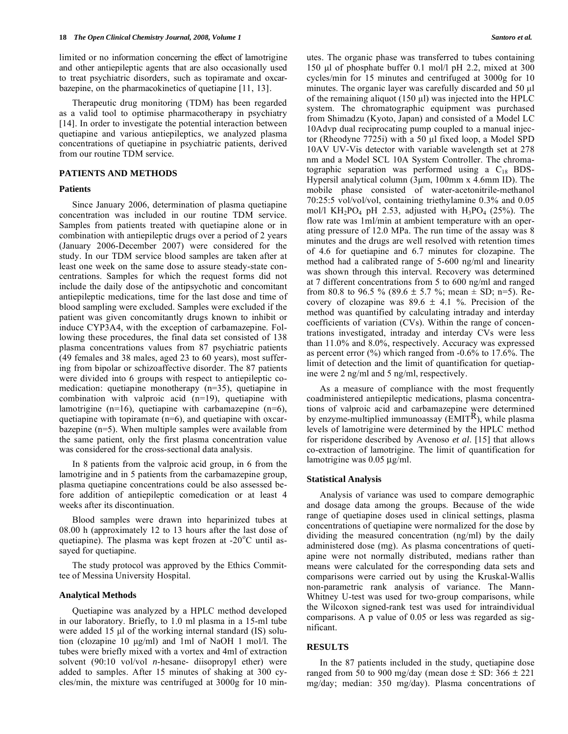limited or no information concerning the effect of lamotrigine and other antiepileptic agents that are also occasionally used to treat psychiatric disorders, such as topiramate and oxcarbazepine, on the pharmacokinetics of quetiapine [11, 13].

Therapeutic drug monitoring (TDM) has been regarded as a valid tool to optimise pharmacotherapy in psychiatry [14]. In order to investigate the potential interaction between quetiapine and various antiepileptics, we analyzed plasma concentrations of quetiapine in psychiatric patients, derived from our routine TDM service.

## PATIENTS AND METHODS

### Patients

Since January 2006, determination of plasma quetiapine concentration was included in our routine TDM service. Samples from patients treated with quetiapine alone or in combination with antiepileptic drugs over a period of 2 years (January 2006-December 2007) were considered for the study. In our TDM service blood samples are taken after at least one week on the same dose to assure steady-state concentrations. Samples for which the request forms did not include the daily dose of the antipsychotic and concomitant antiepileptic medications, time for the last dose and time of blood sampling were excluded. Samples were excluded if the patient was given concomitantly drugs known to inhibit or induce CYP3A4, with the exception of carbamazepine. Following these procedures, the final data set consisted of 138 plasma concentrations values from 87 psychiatric patients (49 females and 38 males, aged 23 to 60 years), most suffering from bipolar or schizoaffective disorder. The 87 patients were divided into 6 groups with respect to antiepileptic comedication: quetiapine monotherapy (n=35), quetiapine in combination with valproic acid (n=19), quetiapine with lamotrigine (n=16), quetiapine with carbamazepine (n=6), quetiapine with topiramate (n=6), and quetiapine with oxcarbazepine (n=5). When multiple samples were available from the same patient, only the first plasma concentration value was considered for the cross-sectional data analysis.

In 8 patients from the valproic acid group, in 6 from the lamotrigine and in 5 patients from the carbamazepine group, plasma quetiapine concentrations could be also assessed before addition of antiepileptic comedication or at least 4 weeks after its discontinuation.

Blood samples were drawn into heparinized tubes at 08.00 h (approximately 12 to 13 hours after the last dose of quetiapine). The plasma was kept frozen at -20°C until assayed for quetiapine.

The study protocol was approved by the Ethics Committee of Messina University Hospital.

### Analytical Methods

Quetiapine was analyzed by a HPLC method developed in our laboratory. Briefly, to 1.0 ml plasma in a 15-ml tube were added 15 µl of the working internal standard (IS) solution (clozapine 10 µg/ml) and 1ml of NaOH 1 mol/l. The tubes were briefly mixed with a vortex and 4ml of extraction solvent (90:10 vol/vol *n*-hesane- diisopropyl ether) were added to samples. After 15 minutes of shaking at 300 cycles/min, the mixture was centrifuged at 3000g for 10 minutes. The organic phase was transferred to tubes containing 150 µl of phosphate buffer 0.1 mol/l pH 2.2, mixed at 300 cycles/min for 15 minutes and centrifuged at 3000g for 10 minutes. The organic layer was carefully discarded and 50 µl of the remaining aliquot (150 µl) was injected into the HPLC system. The chromatographic equipment was purchased from Shimadzu (Kyoto, Japan) and consisted of a Model LC 10Advp dual reciprocating pump coupled to a manual injector (Rheodyne 7725i) with a 50 µl fixed loop, a Model SPD 10AV UV-Vis detector with variable wavelength set at 278 nm and a Model SCL 10A System Controller. The chromatographic separation was performed using a $C_{18}$ BDS-Hypersil analytical column (3µm, 100mm x 4.6mm ID). The mobile phase consisted of water-acetonitrile-methanol 70:25:5 vol/vol/vol, containing triethylamine 0.3% and 0.05 mol/l $KH_2PO_4$ pH 2.53, adjusted with $H_3PO_4$ (25%). The flow rate was 1ml/min at ambient temperature with an operating pressure of 12.0 MPa. The run time of the assay was 8 minutes and the drugs are well resolved with retention times of 4.6 for quetiapine and 6.7 minutes for clozapine. The method had a calibrated range of 5-600 ng/ml and linearity was shown through this interval. Recovery was determined at 7 different concentrations from 5 to 600 ng/ml and ranged from 80.8 to 96.5 % (89.6 ± 5.7 %; mean ± SD; n=5). Recovery of clozapine was 89.6 ± 4.1 %. Precision of the method was quantified by calculating intraday and interday coefficients of variation (CVs). Within the range of concentrations investigated, intraday and interday CVs were less than 11.0% and 8.0%, respectively. Accuracy was expressed as percent error (%) which ranged from -0.6% to 17.6%. The limit of detection and the limit of quantification for quetiapine were 2 ng/ml and 5 ng/ml, respectively.

As a measure of compliance with the most frequently coadministered antiepileptic medications, plasma concentrations of valproic acid and carbamazepine were determined by enzyme-multiplied immunoassay (EMIT[R]), while plasma levels of lamotrigine were determined by the HPLC method for risperidone described by Avenoso *et al*. [15] that allows co-extraction of lamotrigine. The limit of quantification for lamotrigine was 0.05 µg/ml.

### Statistical Analysis

Analysis of variance was used to compare demographic and dosage data among the groups. Because of the wide range of quetiapine doses used in clinical settings, plasma concentrations of quetiapine were normalized for the dose by dividing the measured concentration (ng/ml) by the daily administered dose (mg). As plasma concentrations of quetiapine were not normally distributed, medians rather than means were calculated for the corresponding data sets and comparisons were carried out by using the Kruskal-Wallis non-parametric rank analysis of variance. The Mann-Whitney U-test was used for two-group comparisons, while the Wilcoxon signed-rank test was used for intraindividual comparisons. A p value of 0.05 or less was regarded as significant.

## RESULTS

In the 87 patients included in the study, quetiapine dose ranged from 50 to 900 mg/day (mean dose ± SD: 366 ± 221 mg/day; median: 350 mg/day). Plasma concentrations of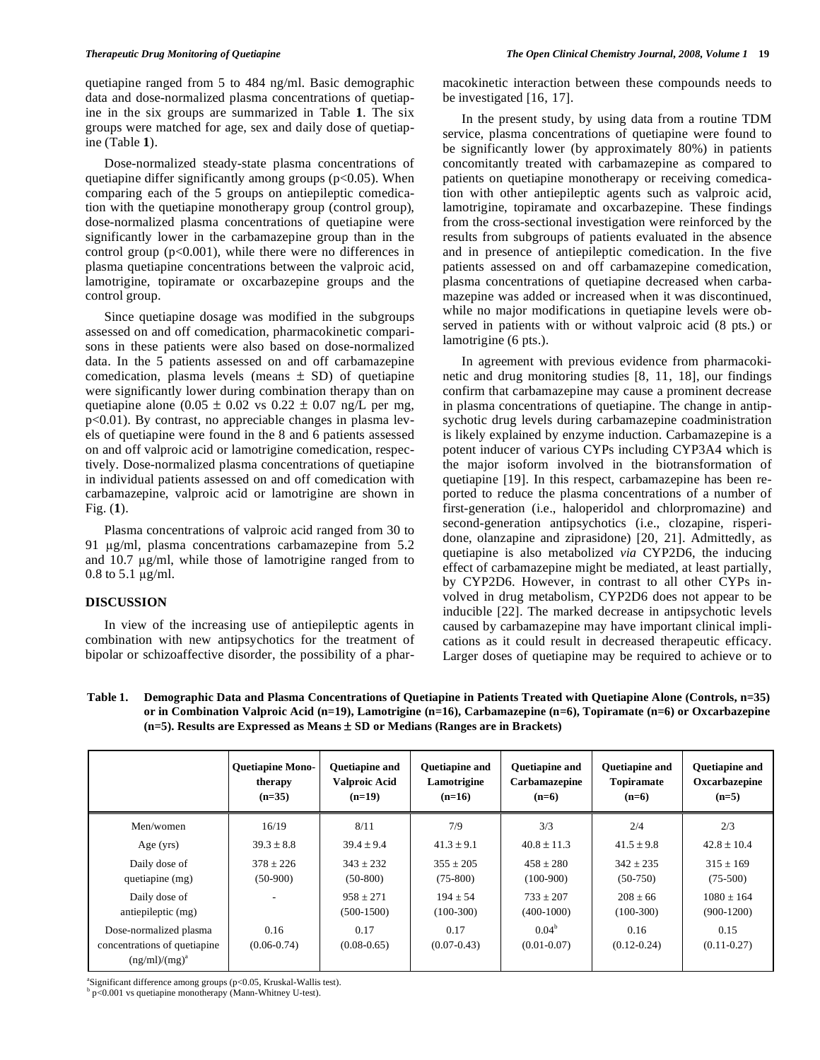quetiapine ranged from 5 to 484 ng/ml. Basic demographic data and dose-normalized plasma concentrations of quetiapine in the six groups are summarized in Table **1**. The six groups were matched for age, sex and daily dose of quetiapine (Table **1**).

Dose-normalized steady-state plasma concentrations of quetiapine differ significantly among groups ($p<0.05$). When comparing each of the 5 groups on antiepileptic comedication with the quetiapine monotherapy group (control group), dose-normalized plasma concentrations of quetiapine were significantly lower in the carbamazepine group than in the control group ($p<0.001$), while there were no differences in plasma quetiapine concentrations between the valproic acid, lamotrigine, topiramate or oxcarbazepine groups and the control group.

Since quetiapine dosage was modified in the subgroups assessed on and off comedication, pharmacokinetic comparisons in these patients were also based on dose-normalized data. In the 5 patients assessed on and off carbamazepine comedication, plasma levels (means $\pm$ SD) of quetiapine were significantly lower during combination therapy than on quetiapine alone ($0.05 \pm 0.02$ vs $0.22 \pm 0.07$ ng/L per mg, $p<0.01$). By contrast, no appreciable changes in plasma levels of quetiapine were found in the 8 and 6 patients assessed on and off valproic acid or lamotrigine comedication, respectively. Dose-normalized plasma concentrations of quetiapine in individual patients assessed on and off comedication with carbamazepine, valproic acid or lamotrigine are shown in Fig. (**1**).

Plasma concentrations of valproic acid ranged from 30 to 91 µg/ml, plasma concentrations carbamazepine from 5.2 and 10.7 µg/ml, while those of lamotrigine ranged from to 0.8 to 5.1 µg/ml.

## DISCUSSION

In view of the increasing use of antiepileptic agents in combination with new antipsychotics for the treatment of bipolar or schizoaffective disorder, the possibility of a pharmacokinetic interaction between these compounds needs to be investigated [16, 17].

In the present study, by using data from a routine TDM service, plasma concentrations of quetiapine were found to be significantly lower (by approximately 80%) in patients concomitantly treated with carbamazepine as compared to patients on quetiapine monotherapy or receiving comedication with other antiepileptic agents such as valproic acid, lamotrigine, topiramate and oxcarbazepine. These findings from the cross-sectional investigation were reinforced by the results from subgroups of patients evaluated in the absence and in presence of antiepileptic comedication. In the five patients assessed on and off carbamazepine comedication, plasma concentrations of quetiapine decreased when carbamazepine was added or increased when it was discontinued, while no major modifications in quetiapine levels were observed in patients with or without valproic acid (8 pts.) or lamotrigine (6 pts.).

In agreement with previous evidence from pharmacokinetic and drug monitoring studies [8, 11, 18], our findings confirm that carbamazepine may cause a prominent decrease in plasma concentrations of quetiapine. The change in antipsychotic drug levels during carbamazepine coadministration is likely explained by enzyme induction. Carbamazepine is a potent inducer of various CYPs including CYP3A4 which is the major isoform involved in the biotransformation of quetiapine [19]. In this respect, carbamazepine has been reported to reduce the plasma concentrations of a number of first-generation (i.e., haloperidol and chlorpromazine) and second-generation antipsychotics (i.e., clozapine, risperidone, olanzapine and ziprasidone) [20, 21]. Admittedly, as quetiapine is also metabolized *via* CYP2D6, the inducing effect of carbamazepine might be mediated, at least partially, by CYP2D6. However, in contrast to all other CYPs involved in drug metabolism, CYP2D6 does not appear to be inducible [22]. The marked decrease in antipsychotic levels caused by carbamazepine may have important clinical implications as it could result in decreased therapeutic efficacy. Larger doses of quetiapine may be required to achieve or to

**Table 1. Demographic Data and Plasma Concentrations of Quetiapine in Patients Treated with Quetiapine Alone (Controls, n=35) or in Combination Valproic Acid (n=19), Lamotrigine (n=16), Carbamazepine (n=6), Topiramate (n=6) or Oxcarbazepine (n=5). Results are Expressed as Means ± SD or Medians (Ranges are in Brackets)**

| | Quetiapine Monotherapy (n=35) | Quetiapine and Valproic Acid (n=19) | Quetiapine and Lamotrigine (n=16) | Quetiapine and Carbamazepine (n=6) | Quetiapine and Topiramate (n=6) | Quetiapine and Oxcarbazepine (n=5) |
|---|---|---|---|---|---|---|
| Men/women | 16/19 | 8/11 | 7/9 | 3/3 | 2/4 | 2/3 |
| Age (yrs) | $39.3 \pm 8.8$ | $39.4 \pm 9.4$ | $41.3 \pm 9.1$ | $40.8 \pm 11.3$ | $41.5 \pm 9.8$ | $42.8 \pm 10.4$ |
| Daily dose of quetiapine (mg) | $378 \pm 226$ (50-900) | $343 \pm 232$ (50-800) | $355 \pm 205$ (75-800) | $458 \pm 280$ (100-900) | $342 \pm 235$ (50-750) | $315 \pm 169$ (75-500) |
| Daily dose of antiepileptic (mg) | - | $958 \pm 271$ (500-1500) | $194 \pm 54$ (100-300) | $733 \pm 207$ (400-1000) | $208 \pm 66$ (100-300) | $1080 \pm 164$ (900-1200) |
| Dose-normalized plasma concentrations of quetiapine (ng/ml)/(mg)[a] | 0.16 (0.06-0.74) | 0.17 (0.08-0.65) | 0.17 (0.07-0.43) | 0.04[b] (0.01-0.07) | 0.16 (0.12-0.24) | 0.15 (0.11-0.27) |

[a]Significant difference among groups ($p<0.05$, Kruskal-Wallis test).
[b] $p<0.001$ vs quetiapine monotherapy (Mann-Whitney U-test).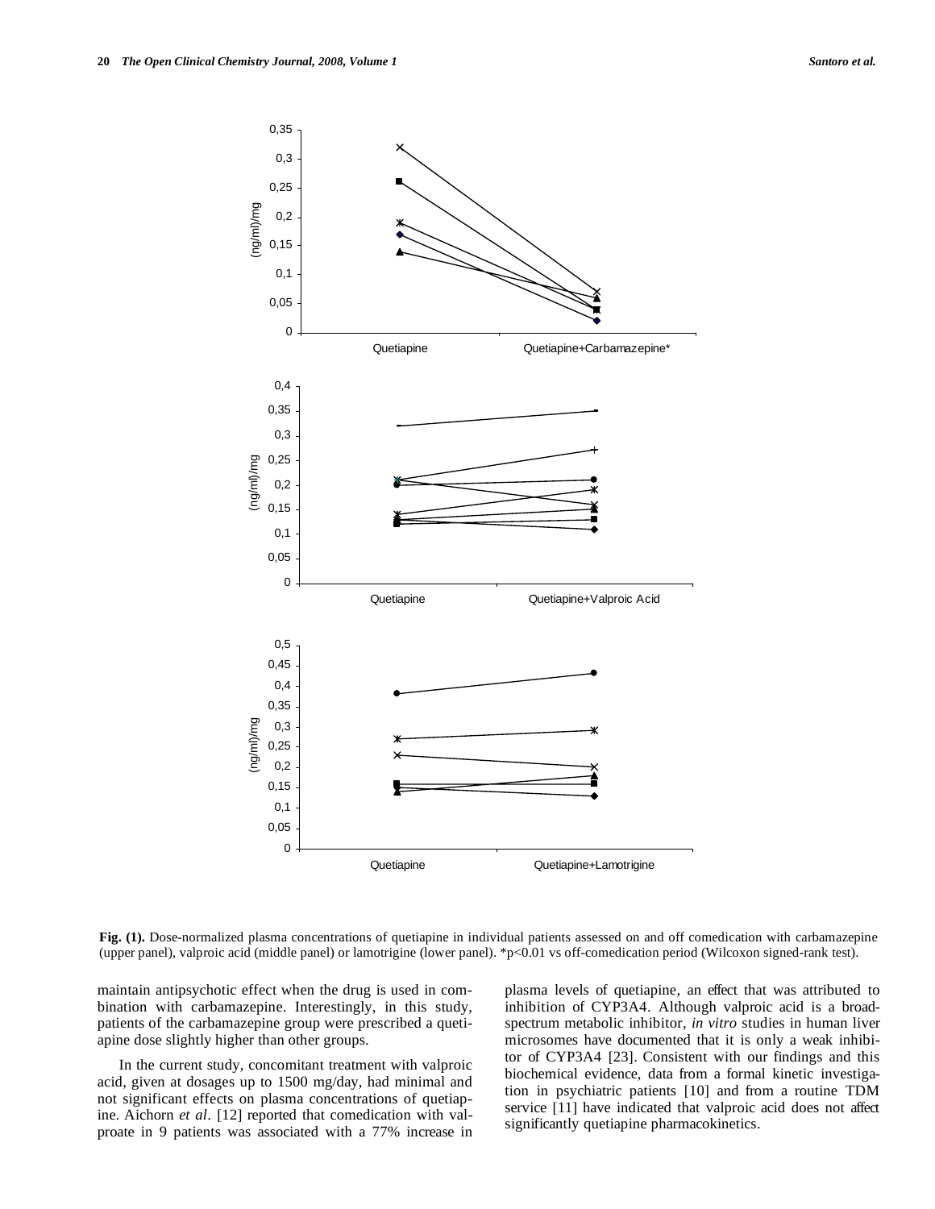Fig. (1). Dose-normalized plasma concentrations of quetiapine in individual patients assessed on and off comedication with carbamazepine (upper panel), valproic acid (middle panel) or lamotrigine (lower panel). *$p<0.01$ vs off-comedication period (Wilcoxon signed-rank test).

maintain antipsychotic effect when the drug is used in combination with carbamazepine. Interestingly, in this study, patients of the carbamazepine group were prescribed a quetiapine dose slightly higher than other groups.

In the current study, concomitant treatment with valproic acid, given at dosages up to 1500 mg/day, had minimal and not significant effects on plasma concentrations of quetiapine. Aichorn *et al*. [12] reported that comedication with valproate in 9 patients was associated with a 77% increase in plasma levels of quetiapine, an effect that was attributed to inhibition of CYP3A4. Although valproic acid is a broad-spectrum metabolic inhibitor, *in vitro* studies in human liver microsomes have documented that it is only a weak inhibitor of CYP3A4 [23]. Consistent with our findings and this biochemical evidence, data from a formal kinetic investigation in psychiatric patients [10] and from a routine TDM service [11] have indicated that valproic acid does not affect significantly quetiapine pharmacokinetics.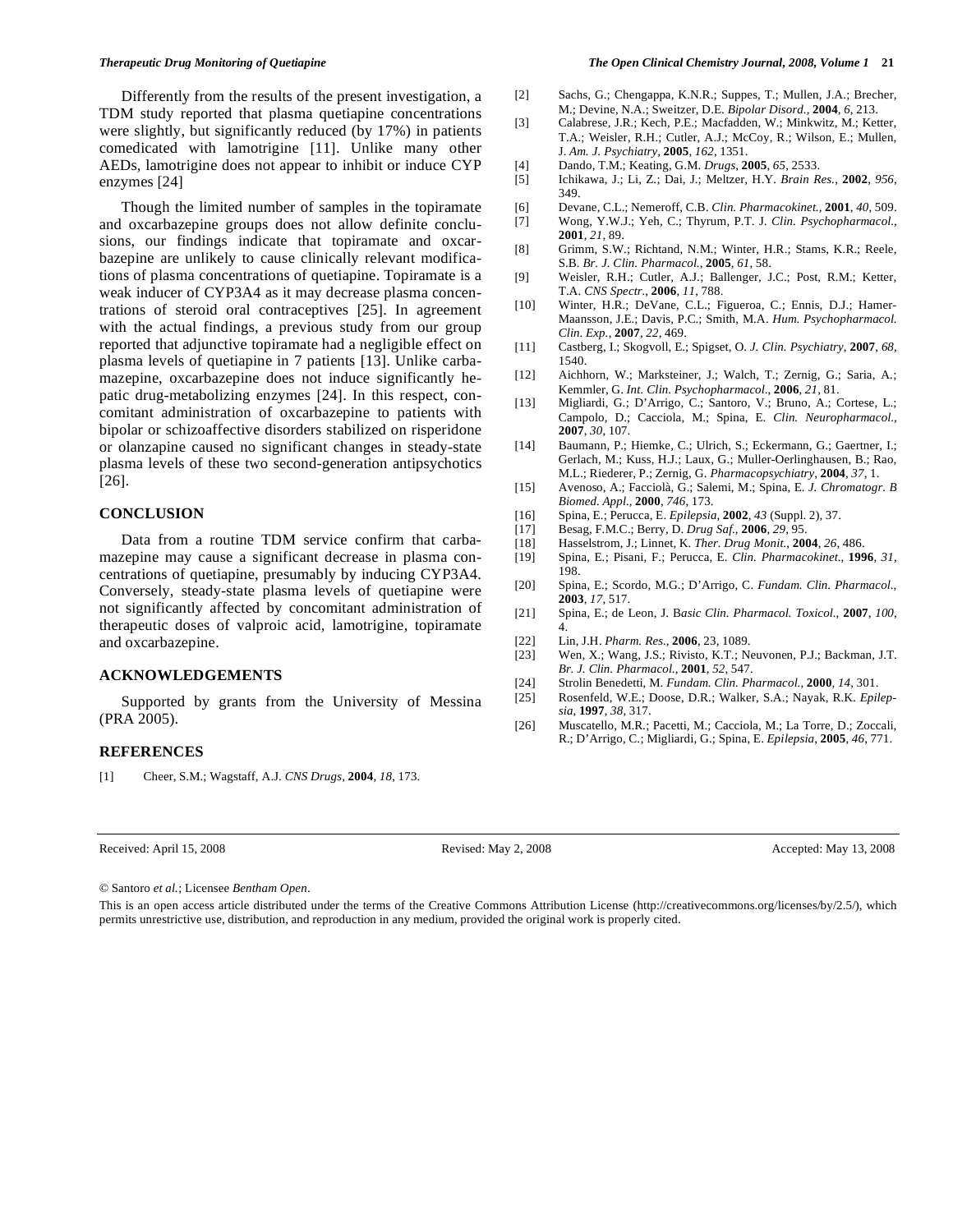Differently from the results of the present investigation, a TDM study reported that plasma quetiapine concentrations were slightly, but significantly reduced (by 17%) in patients comedicated with lamotrigine [11]. Unlike many other AEDs, lamotrigine does not appear to inhibit or induce CYP enzymes [24]

Though the limited number of samples in the topiramate and oxcarbazepine groups does not allow definite conclusions, our findings indicate that topiramate and oxcarbazepine are unlikely to cause clinically relevant modifications of plasma concentrations of quetiapine. Topiramate is a weak inducer of CYP3A4 as it may decrease plasma concentrations of steroid oral contraceptives [25]. In agreement with the actual findings, a previous study from our group reported that adjunctive topiramate had a negligible effect on plasma levels of quetiapine in 7 patients [13]. Unlike carbamazepine, oxcarbazepine does not induce significantly hepatic drug-metabolizing enzymes [24]. In this respect, concomitant administration of oxcarbazepine to patients with bipolar or schizoaffective disorders stabilized on risperidone or olanzapine caused no significant changes in steady-state plasma levels of these two second-generation antipsychotics [26].

## CONCLUSION

Data from a routine TDM service confirm that carbamazepine may cause a significant decrease in plasma concentrations of quetiapine, presumably by inducing CYP3A4. Conversely, steady-state plasma levels of quetiapine were not significantly affected by concomitant administration of therapeutic doses of valproic acid, lamotrigine, topiramate and oxcarbazepine.

## ACKNOWLEDGEMENTS

Supported by grants from the University of Messina (PRA 2005).

## REFERENCES

[1] Cheer, S.M.; Wagstaff, A.J. *CNS Drugs*, **2004**, *18*, 173.

[2] Sachs, G.; Chengappa, K.N.R.; Suppes, T.; Mullen, J.A.; Brecher, M.; Devine, N.A.; Sweitzer, D.E. *Bipolar Disord.*, **2004**, *6*, 213.

[3] Calabrese, J.R.; Kech, P.E.; Macfadden, W.; Minkwitz, M.; Ketter, T.A.; Weisler, R.H.; Cutler, A.J.; McCoy, R.; Wilson, E.; Mullen, J. *Am. J. Psychiatry*, **2005**, *162*, 1351.

[4] Dando, T.M.; Keating, G.M. *Drugs*, **2005**, *65*, 2533.

[5] Ichikawa, J.; Li, Z.; Dai, J.; Meltzer, H.Y. *Brain Res.*, **2002**, *956*, 349.

[6] Devane, C.L.; Nemeroff, C.B. *Clin. Pharmacokinet.*, **2001**, *40*, 509.

[7] Wong, Y.W.J.; Yeh, C.; Thyrum, P.T. J. *Clin. Psychopharmacol.*, **2001**, *21*, 89.

[8] Grimm, S.W.; Richtand, N.M.; Winter, H.R.; Stams, K.R.; Reele, S.B. *Br. J. Clin. Pharmacol.*, **2005**, *61*, 58.

[9] Weisler, R.H.; Cutler, A.J.; Ballenger, J.C.; Post, R.M.; Ketter, T.A. *CNS Spectr.*, **2006**, *11*, 788.

[10] Winter, H.R.; DeVane, C.L.; Figueroa, C.; Ennis, D.J.; Hamer-Maansson, J.E.; Davis, P.C.; Smith, M.A. *Hum. Psychopharmacol. Clin. Exp.*, **2007**, *22*, 469.

[11] Castberg, I.; Skogvoll, E.; Spigset, O. *J. Clin. Psychiatry*, **2007**, *68*, 1540.

[12] Aichhorn, W.; Marksteiner, J.; Walch, T.; Zernig, G.; Saria, A.; Kemmler, G. *Int. Clin. Psychopharmacol.*, **2006**, *21*, 81.

[13] Migliardi, G.; D'Arrigo, C.; Santoro, V.; Bruno, A.; Cortese, L.; Campolo, D.; Cacciola, M.; Spina, E. *Clin. Neuropharmacol.*, **2007**, *30*, 107.

[14] Baumann, P.; Hiemke, C.; Ulrich, S.; Eckermann, G.; Gaertner, I.; Gerlach, M.; Kuss, H.J.; Laux, G.; Muller-Oerlinghausen, B.; Rao, M.L.; Riederer, P.; Zernig, G. *Pharmacopsychiatry*, **2004**, *37*, 1.

[15] Avenoso, A.; Facciolà, G.; Salemi, M.; Spina, E. *J. Chromatogr. B Biomed. Appl.*, **2000**, *746*, 173.

[16] Spina, E.; Perucca, E. *Epilepsia*, **2002**, *43* (Suppl. 2), 37.

[17] Besag, F.M.C.; Berry, D. *Drug Saf.*, **2006**, *29*, 95.

[18] Hasselstrom, J.; Linnet, K. *Ther. Drug Monit.*, **2004**, *26*, 486.

[19] Spina, E.; Pisani, F.; Perucca, E. *Clin. Pharmacokinet.*, **1996**, *31*, 198.

[20] Spina, E.; Scordo, M.G.; D'Arrigo, C. *Fundam. Clin. Pharmacol.*, **2003**, *17*, 517.

[21] Spina, E.; de Leon, J. B*asic Clin. Pharmacol. Toxicol.*, **2007**, *100*, 4.

[22] Lin, J.H. *Pharm. Res.*, **2006**, 23, 1089.

[23] Wen, X.; Wang, J.S.; Rivisto, K.T.; Neuvonen, P.J.; Backman, J.T. *Br. J. Clin. Pharmacol.*, **2001**, *52*, 547.

[24] Strolin Benedetti, M. *Fundam. Clin. Pharmacol.*, **2000**, *14*, 301.

[25] Rosenfeld, W.E.; Doose, D.R.; Walker, S.A.; Nayak, R.K. *Epilepsia*, **1997**, *38*, 317.

[26] Muscatello, M.R.; Pacetti, M.; Cacciola, M.; La Torre, D.; Zoccali, R.; D'Arrigo, C.; Migliardi, G.; Spina, E. *Epilepsia*, **2005**, *46*, 771.

Received: April 15, 2008 Revised: May 2, 2008 Accepted: May 13, 2008

© Santoro *et al.*; Licensee *Bentham Open*.

This is an open access article distributed under the terms of the Creative Commons Attribution License (http://creativecommons.org/licenses/by/2.5/), which permits unrestrictive use, distribution, and reproduction in any medium, provided the original work is properly cited.